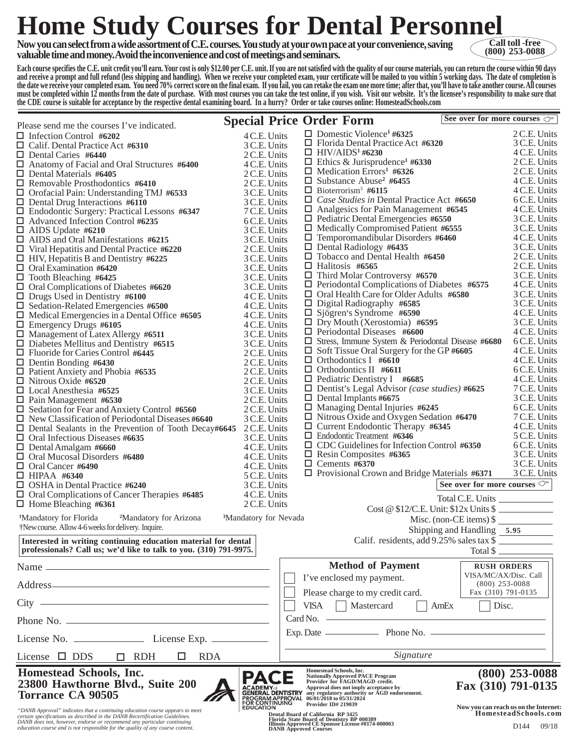# Home Study Courses for Dental Personnel

**Now you can select from a wide assortment of C.E. courses. You study at your own pace at your convenience, saving valuable time and money. Avoid the inconvenience and cost of meetings and seminars.**

**Call toll -free (800) 253-0088**

**Each course specifies the C.E. unit credit you'll earn. Your cost is only $12.00 per C.E. unit. If you are not satisfied with the quality of our course materials, you can return the course within 90 days and receive a prompt and full refund (less shipping and handling). When we receive your completed exam, your certificate will be mailed to you within 5 working days. The date of completion is the date we receive your completed exam. You need 70% correct score on the final exam. If you fail, you can retake the exam one more time; after that, you'll have to take another course. All courses must be completed within 12 months from the date of purchase. With most courses you can take the test online, if you wish. Visit our website. It's the licensee's responsibility to make sure that the CDE course is suitable for acceptance by the respective dental examining board. In a hurry? Order or take courses online: HomesteadSchools.com**

## Special Price Order Form

**See over for more courses**

Please send me the courses I've indicated.

- ☐ Infection Control **#6202** — 4 C.E. Units
- ☐ Calif. Dental Practice Act **#6310** — 3 C.E. Units
- ☐ Dental Caries **#6440** — 2 C.E. Units
- ☐ Anatomy of Facial and Oral Structures **#6400** — 4 C.E. Units
- ☐ Dental Materials **#6405** — 2 C.E. Units
- ☐ Removable Prosthodontics **#6410** — 2 C.E. Units
- ☐ Orofacial Pain: Understanding TMJ **#6533** — 3 C.E. Units
- ☐ Dental Drug Interactions **#6110** — 3 C.E. Units
- ☐ Endodontic Surgery: Practical Lessons **#6347** — 7 C.E. Units
- ☐ Advanced Infection Control **#6235** — 6 C.E. Units
- ☐ AIDS Update **#6210** — 3 C.E. Units
- ☐ AIDS and Oral Manifestations **#6215** — 3 C.E. Units
- ☐ Viral Hepatitis and Dental Practice **#6220** — 2 C.E. Units
- ☐ HIV, Hepatitis B and Dentistry **#6225** — 3 C.E. Units
- ☐ Oral Examination **#6420** — 3 C.E. Units
- ☐ Tooth Bleaching **#6425** — 3 C.E. Units
- ☐ Oral Complications of Diabetes **#6620** — 3 C.E. Units
- ☐ Drugs Used in Dentistry **#6100** — 4 C.E. Units
- ☐ Sedation-Related Emergencies **#6500** — 4 C.E. Units
- ☐ Medical Emergencies in a Dental Office **#6505** — 4 C.E. Units
- ☐ Emergency Drugs **#6105** — 4 C.E. Units
- ☐ Management of Latex Allergy **#6511** — 3 C.E. Units
- ☐ Diabetes Mellitus and Dentistry **#6515** — 3 C.E. Units
- ☐ Fluoride for Caries Control **#6445** — 2 C.E. Units
- ☐ Dentin Bonding **#6430** — 2 C.E. Units
- ☐ Patient Anxiety and Phobia **#6535** — 2 C.E. Units
- ☐ Nitrous Oxide **#6520** — 2 C.E. Units
- ☐ Local Anesthesia **#6525** — 3 C.E. Units
- ☐ Pain Management **#6530** — 2 C.E. Units
- ☐ Sedation for Fear and Anxiety Control **#6560** — 2 C.E. Units
- ☐ New Classification of Periodontal Diseases **#6640** — 3 C.E. Units
- ☐ Dental Sealants in the Prevention of Tooth Decay **#6645** — 2 C.E. Units
- ☐ Oral Infectious Diseases **#6635** — 3 C.E. Units
- ☐ Dental Amalgam **#6660** — 4 C.E. Units
- ☐ Oral Mucosal Disorders **#6480** — 4 C.E. Units
- ☐ Oral Cancer **#6490** — 4 C.E. Units
- ☐ HIPAA **#6340** — 5 C.E. Units
- ☐ OSHA in Dental Practice **#6240** — 3 C.E. Units
- ☐ Oral Complications of Cancer Therapies **#6485** — 4 C.E. Units
- ☐ Home Bleaching **#6361** — 2 C.E. Units
- ☐ Domestic Violence[1] **#6325** — 2 C.E. Units
- ☐ Florida Dental Practice Act **#6320** — 3 C.E. Units
- ☐ HIV/AIDS[1] **#6230** — 4 C.E. Units
- ☐ Ethics & Jurisprudence[1] **#6330** — 2 C.E. Units
- ☐ Medication Errors[1] **#6326** — 2 C.E. Units
- ☐ Substance Abuse[2] **#6455** — 4 C.E. Units
- ☐ Bioterrorism[3] **#6115** — 4 C.E. Units
- ☐ *Case Studies in* Dental Practice Act **#6650** — 6 C.E. Units
- ☐ Analgesics for Pain Management **#6545** — 4 C.E. Units
- ☐ Pediatric Dental Emergencies **#6550** — 3 C.E. Units
- ☐ Medically Compromised Patient **#6555** — 3 C.E. Units
- ☐ Temporomandibular Disorders **#6460** — 4 C.E. Units
- ☐ Dental Radiology **#6435** — 3 C.E. Units
- ☐ Tobacco and Dental Health **#6450** — 2 C.E. Units
- ☐ Halitosis **#6565** — 2 C.E. Units
- ☐ Third Molar Controversy **#6570** — 3 C.E. Units
- ☐ Periodontal Complications of Diabetes **#6575** — 4 C.E. Units
- ☐ Oral Health Care for Older Adults **#6580** — 3 C.E. Units
- ☐ Digital Radiography **#6585** — 3 C.E. Units
- ☐ Sjögren's Syndrome **#6590** — 4 C.E. Units
- ☐ Dry Mouth (Xerostomia) **#6595** — 3 C.E. Units
- ☐ Periodontal Diseases **#6600** — 4 C.E. Units
- ☐ Stress, Immune System & Periodontal Disease **#6680** — 6 C.E. Units
- ☐ Soft Tissue Oral Surgery for the GP **#6605** — 4 C.E. Units
- ☐ Orthodontics I **#6610** — 4 C.E. Units
- ☐ Orthodontics II **#6611** — 6 C.E. Units
- ☐ Pediatric Dentistry I **#6685** — 4 C.E. Units
- ☐ Dentist's Legal Advisor *(case studies)* **#6625** — 7 C.E. Units
- ☐ Dental Implants **#6675** — 3 C.E. Units
- ☐ Managing Dental Injuries **#6245** — 6 C.E. Units
- ☐ Nitrous Oxide and Oxygen Sedation **#6470** — 7 C.E. Units
- ☐ Current Endodontic Therapy **#6345** — 4 C.E. Units
- ☐ Endodontic Treatment **#6346** — 5 C.E. Units
- ☐ CDC Guidelines for Infection Control **#6350** — 6 C.E. Units
- ☐ Resin Composites **#6365** — 3 C.E. Units
- ☐ Cements **#6370** — 3 C.E. Units
- ☐ Provisional Crown and Bridge Materials **#6371** — 3 C.E. Units

**See over for more courses**

[1]Mandatory for Florida [2]Mandatory for Arizona [3]Mandatory for Nevada

†New course. Allow 4-6 weeks for delivery. Inquire.

**Interested in writing continuing education material for dental professionals? Call us; we'd like to talk to you. (310) 791-9975.**

Total C.E. Units ____________

Cost @ $12/C.E. Unit: $12x Units $ ____________

Misc. (non-CE items) $ ____________

Shipping and Handling 5.95

Calif. residents, add 9.25% sales tax $ ____________

Total $ ____________

Name ______________________

Address ______________________

City ______________________

Phone No. ______________________

License No. ____________ License Exp. ____________

License ☐ DDS ☐ RDH ☐ RDA

### Method of Payment

☐ I've enclosed my payment.

☐ Please charge to my credit card.

☐ VISA ☐ Mastercard ☐ AmEx ☐ Disc.

Card No. ______________________

Exp. Date ____________ Phone No. ____________

______________________
*Signature*

**RUSH ORDERS**
VISA/MC/AX/Disc. Call (800) 253-0088
Fax (310) 791-0135

**Homestead Schools, Inc.**
**23800 Hawthorne Blvd., Suite 200**
**Torrance CA 90505**

*"DANB Approval" indicates that a continuing education course appears to meet certain specifications as described in the DANB Recertification Guidelines. DANB does not, however, endorse or recommend any particular continuing education course and is not responsible for the quality of any course content.*

PACE — ACADEMY of GENERAL DENTISTRY PROGRAM APPROVAL FOR CONTINUING EDUCATION

Homestead Schools, Inc.
Nationally Approved PACE Program Provider for FAGD/MAGD credit.
Approval does not imply acceptance by any regulatory authority or AGD endorsement.
06/01/2018 to 05/31/2024
Provider ID# 219039

Dental Board of California RP 3425
Florida State Board of Dentistry BP 000389
Illinois Approved CE Sponsor License #0174-000003
DANB Approved Courses

**(800) 253-0088**
**Fax (310) 791-0135**

**Now you can reach us on the Internet: HomesteadSchools.com**

D144 09/18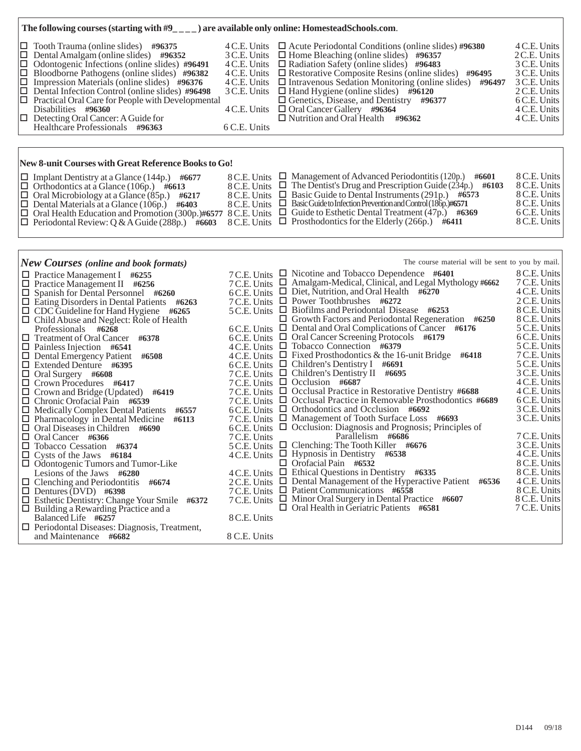**The following courses (starting with #9_ _ _ _ ) are available only online: HomesteadSchools.com.**

- ☐ Tooth Trauma (online slides) **#96375** — 4 C.E. Units
- ☐ Dental Amalgam (online slides) **#96352** — 3 C.E. Units
- ☐ Odontogenic Infections (online slides) **#96491** — 4 C.E. Units
- ☐ Bloodborne Pathogens (online slides) **#96382** — 4 C.E. Units
- ☐ Impression Materials (online slides) **#96376** — 4 C.E. Units
- ☐ Dental Infection Control (online slides) **#96498** — 3 C.E. Units
- ☐ Practical Oral Care for People with Developmental Disabilities **#96360** — 4 C.E. Units
- ☐ Detecting Oral Cancer: A Guide for Healthcare Professionals **#96363** — 6 C.E. Units
- ☐ Acute Periodontal Conditions (online slides) **#96380** — 4 C.E. Units
- ☐ Home Bleaching (online slides) **#96357** — 2 C.E. Units
- ☐ Radiation Safety (online slides) **#96483** — 3 C.E. Units
- ☐ Restorative Composite Resins (online slides) **#96495** — 3 C.E. Units
- ☐ Intravenous Sedation Monitoring (online slides) **#96497** — 3 C.E. Units
- ☐ Hand Hygiene (online slides) **#96120** — 2 C.E. Units
- ☐ Genetics, Disease, and Dentistry **#96377** — 6 C.E. Units
- ☐ Oral Cancer Gallery **#96364** — 4 C.E. Units
- ☐ Nutrition and Oral Health **#96362** — 4 C.E. Units

**New 8-unit Courses with Great Reference Books to Go!**

- ☐ Implant Dentistry at a Glance (144p.) **#6677** — 8 C.E. Units
- ☐ Orthodontics at a Glance (106p.) **#6613** — 8 C.E. Units
- ☐ Oral Microbiology at a Glance (85p.) **#6217** — 8 C.E. Units
- ☐ Dental Materials at a Glance (106p.) **#6403** — 8 C.E. Units
- ☐ Oral Health Education and Promotion (300p.) **#6577** — 8 C.E. Units
- ☐ Periodontal Review: Q & A Guide (288p.) **#6603** — 8 C.E. Units
- ☐ Management of Advanced Periodontitis (120p.) **#6601** — 8 C.E. Units
- ☐ The Dentist's Drug and Prescription Guide (234p.) **#6103** — 8 C.E. Units
- ☐ Basic Guide to Dental Instruments (291p.) **#6573** — 8 C.E. Units
- ☐ Basic Guide to Infection Prevention and Control (186p.) **#6571** — 8 C.E. Units
- ☐ Guide to Esthetic Dental Treatment (47p.) **#6369** — 6 C.E. Units
- ☐ Prosthodontics for the Elderly (266p.) **#6411** — 8 C.E. Units

***New Courses*** *(online and book formats)*

The course material will be sent to you by mail.

- ☐ Practice Management I **#6255** — 7 C.E. Units
- ☐ Practice Management II **#6256** — 7 C.E. Units
- ☐ Spanish for Dental Personnel **#6260** — 6 C.E. Units
- ☐ Eating Disorders in Dental Patients **#6263** — 7 C.E. Units
- ☐ CDC Guideline for Hand Hygiene **#6265** — 5 C.E. Units
- ☐ Child Abuse and Neglect: Role of Health Professionals **#6268** — 6 C.E. Units
- ☐ Treatment of Oral Cancer **#6378** — 6 C.E. Units
- ☐ Painless Injection **#6541** — 4 C.E. Units
- ☐ Dental Emergency Patient **#6508** — 4 C.E. Units
- ☐ Extended Denture **#6395** — 6 C.E. Units
- ☐ Oral Surgery **#6608** — 7 C.E. Units
- ☐ Crown Procedures **#6417** — 7 C.E. Units
- ☐ Crown and Bridge (Updated) **#6419** — 7 C.E. Units
- ☐ Chronic Orofacial Pain **#6539** — 7 C.E. Units
- ☐ Medically Complex Dental Patients **#6557** — 6 C.E. Units
- ☐ Pharmacology in Dental Medicine **#6113** — 7 C.E. Units
- ☐ Oral Diseases in Children **#6690** — 6 C.E. Units
- ☐ Oral Cancer **#6366** — 7 C.E. Units
- ☐ Tobacco Cessation **#6374** — 5 C.E. Units
- ☐ Cysts of the Jaws **#6184** — 4 C.E. Units
- ☐ Odontogenic Tumors and Tumor-Like Lesions of the Jaws **#6280** — 4 C.E. Units
- ☐ Clenching and Periodontitis **#6674** — 2 C.E. Units
- ☐ Dentures (DVD) **#6398** — 7 C.E. Units
- ☐ Esthetic Dentistry: Change Your Smile **#6372** — 7 C.E. Units
- ☐ Building a Rewarding Practice and a Balanced Life **#6257** — 8 C.E. Units
- ☐ Periodontal Diseases: Diagnosis, Treatment, and Maintenance **#6682** — 8 C.E. Units
- ☐ Nicotine and Tobacco Dependence **#6401** — 8 C.E. Units
- ☐ Amalgam-Medical, Clinical, and Legal Mythology **#6662** — 7 C.E. Units
- ☐ Diet, Nutrition, and Oral Health **#6270** — 4 C.E. Units
- ☐ Power Toothbrushes **#6272** — 2 C.E. Units
- ☐ Biofilms and Periodontal Disease **#6253** — 8 C.E. Units
- ☐ Growth Factors and Periodontal Regeneration **#6250** — 8 C.E. Units
- ☐ Dental and Oral Complications of Cancer **#6176** — 5 C.E. Units
- ☐ Oral Cancer Screening Protocols **#6179** — 6 C.E. Units
- ☐ Tobacco Connection **#6379** — 5 C.E. Units
- ☐ Fixed Prosthodontics & the 16-unit Bridge **#6418** — 7 C.E. Units
- ☐ Children's Dentistry I **#6691** — 5 C.E. Units
- ☐ Children's Dentistry II **#6695** — 3 C.E. Units
- ☐ Occlusion **#6687** — 4 C.E. Units
- ☐ Occlusal Practice in Restorative Dentistry **#6688** — 4 C.E. Units
- ☐ Occlusal Practice in Removable Prosthodontics **#6689** — 6 C.E. Units
- ☐ Orthodontics and Occlusion **#6692** — 3 C.E. Units
- ☐ Management of Tooth Surface Loss **#6693** — 3 C.E. Units
- ☐ Occlusion: Diagnosis and Prognosis; Principles of Parallelism **#6686** — 7 C.E. Units
- ☐ Clenching: The Tooth Killer **#6676** — 3 C.E. Units
- ☐ Hypnosis in Dentistry **#6538** — 4 C.E. Units
- ☐ Orofacial Pain **#6532** — 8 C.E. Units
- ☐ Ethical Questions in Dentistry **#6335** — 8 C.E. Units
- ☐ Dental Management of the Hyperactive Patient **#6536** — 4 C.E. Units
- ☐ Patient Communications **#6558** — 8 C.E. Units
- ☐ Minor Oral Surgery in Dental Practice **#6607** — 8 C.E. Units
- ☐ Oral Health in Geriatric Patients **#6581** — 7 C.E. Units

D144 09/18